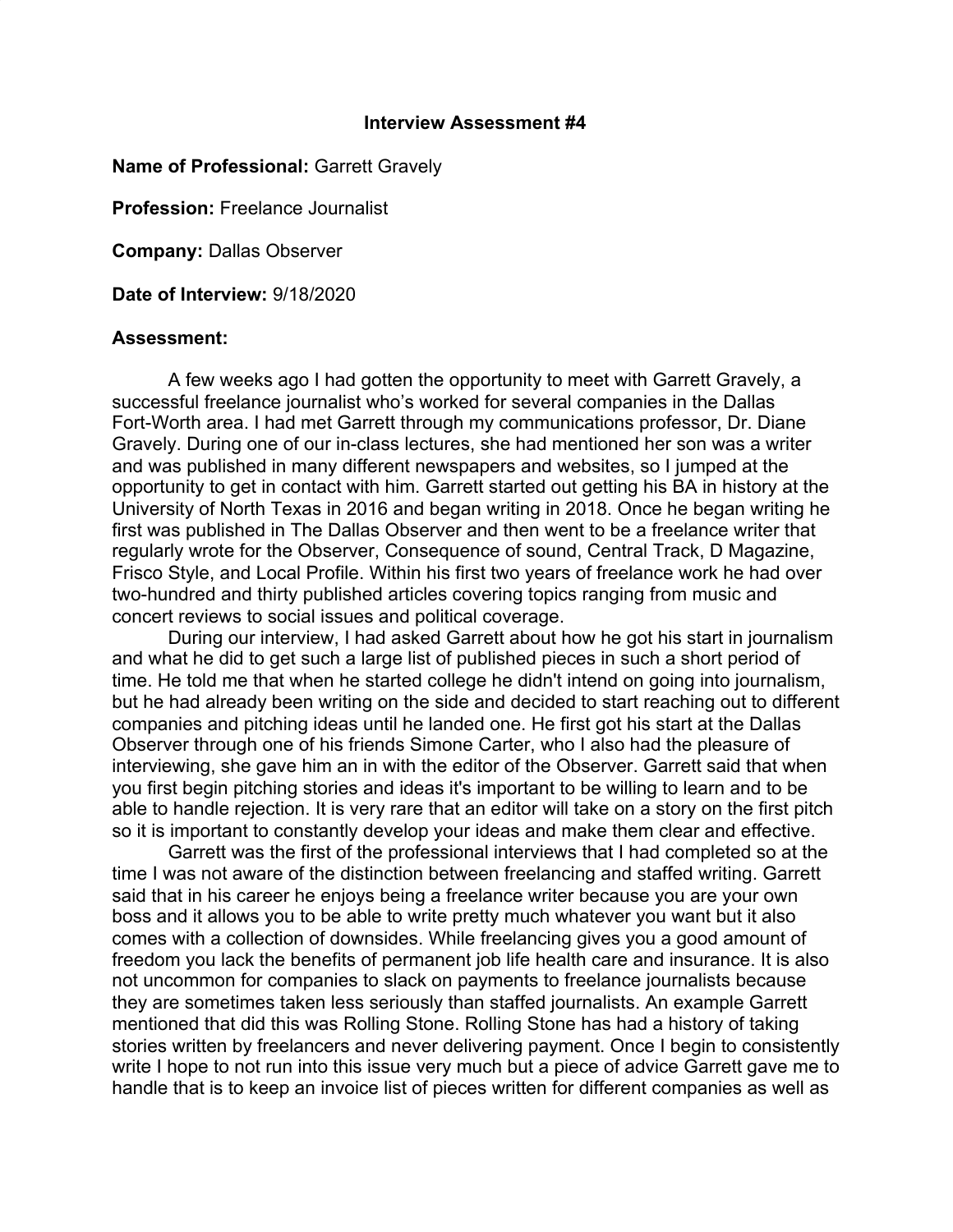# Interview Assessment #4

**Name of Professional:** Garrett Gravely

**Profession:** Freelance Journalist

**Company:** Dallas Observer

**Date of Interview:** 9/18/2020

**Assessment:**

A few weeks ago I had gotten the opportunity to meet with Garrett Gravely, a successful freelance journalist who's worked for several companies in the Dallas Fort-Worth area. I had met Garrett through my communications professor, Dr. Diane Gravely. During one of our in-class lectures, she had mentioned her son was a writer and was published in many different newspapers and websites, so I jumped at the opportunity to get in contact with him. Garrett started out getting his BA in history at the University of North Texas in 2016 and began writing in 2018. Once he began writing he first was published in The Dallas Observer and then went to be a freelance writer that regularly wrote for the Observer, Consequence of sound, Central Track, D Magazine, Frisco Style, and Local Profile. Within his first two years of freelance work he had over two-hundred and thirty published articles covering topics ranging from music and concert reviews to social issues and political coverage.

During our interview, I had asked Garrett about how he got his start in journalism and what he did to get such a large list of published pieces in such a short period of time. He told me that when he started college he didn't intend on going into journalism, but he had already been writing on the side and decided to start reaching out to different companies and pitching ideas until he landed one. He first got his start at the Dallas Observer through one of his friends Simone Carter, who I also had the pleasure of interviewing, she gave him an in with the editor of the Observer. Garrett said that when you first begin pitching stories and ideas it's important to be willing to learn and to be able to handle rejection. It is very rare that an editor will take on a story on the first pitch so it is important to constantly develop your ideas and make them clear and effective.

Garrett was the first of the professional interviews that I had completed so at the time I was not aware of the distinction between freelancing and staffed writing. Garrett said that in his career he enjoys being a freelance writer because you are your own boss and it allows you to be able to write pretty much whatever you want but it also comes with a collection of downsides. While freelancing gives you a good amount of freedom you lack the benefits of permanent job life health care and insurance. It is also not uncommon for companies to slack on payments to freelance journalists because they are sometimes taken less seriously than staffed journalists. An example Garrett mentioned that did this was Rolling Stone. Rolling Stone has had a history of taking stories written by freelancers and never delivering payment. Once I begin to consistently write I hope to not run into this issue very much but a piece of advice Garrett gave me to handle that is to keep an invoice list of pieces written for different companies as well as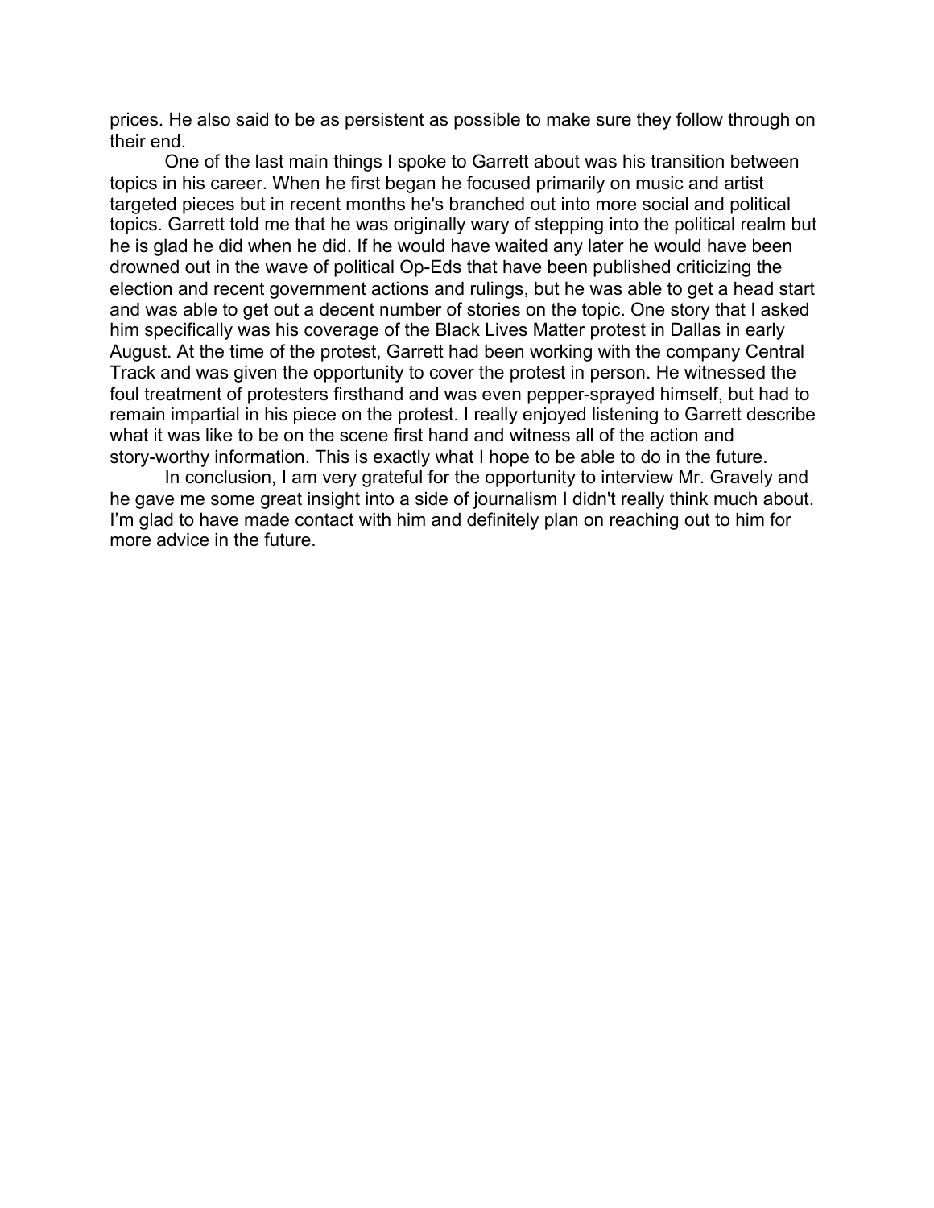prices. He also said to be as persistent as possible to make sure they follow through on their end.

One of the last main things I spoke to Garrett about was his transition between topics in his career. When he first began he focused primarily on music and artist targeted pieces but in recent months he's branched out into more social and political topics. Garrett told me that he was originally wary of stepping into the political realm but he is glad he did when he did. If he would have waited any later he would have been drowned out in the wave of political Op-Eds that have been published criticizing the election and recent government actions and rulings, but he was able to get a head start and was able to get out a decent number of stories on the topic. One story that I asked him specifically was his coverage of the Black Lives Matter protest in Dallas in early August. At the time of the protest, Garrett had been working with the company Central Track and was given the opportunity to cover the protest in person. He witnessed the foul treatment of protesters firsthand and was even pepper-sprayed himself, but had to remain impartial in his piece on the protest. I really enjoyed listening to Garrett describe what it was like to be on the scene first hand and witness all of the action and story-worthy information. This is exactly what I hope to be able to do in the future.

In conclusion, I am very grateful for the opportunity to interview Mr. Gravely and he gave me some great insight into a side of journalism I didn't really think much about. I'm glad to have made contact with him and definitely plan on reaching out to him for more advice in the future.